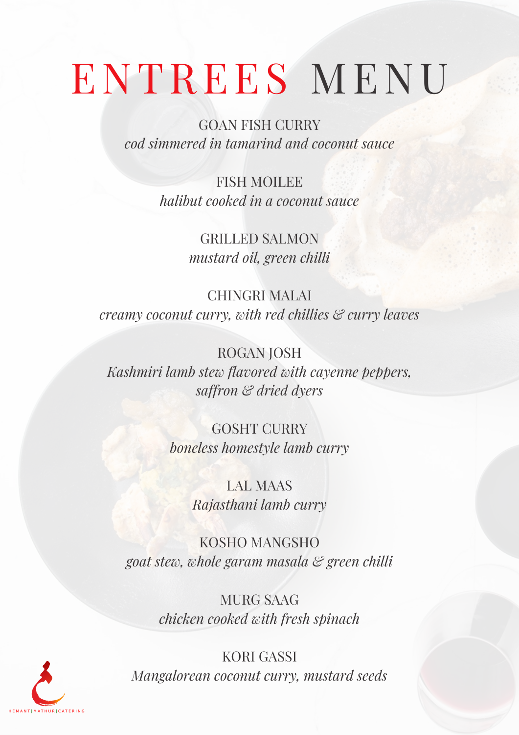# ENTREES MENU

GOAN FISH CURRY
*cod simmered in tamarind and coconut sauce*

FISH MOILEE
*halibut cooked in a coconut sauce*

GRILLED SALMON
*mustard oil, green chilli*

CHINGRI MALAI
*creamy coconut curry, with red chillies & curry leaves*

ROGAN JOSH
*Kashmiri lamb stew flavored with cayenne peppers, saffron & dried dyers*

GOSHT CURRY
*boneless homestyle lamb curry*

LAL MAAS
*Rajasthani lamb curry*

KOSHO MANGSHO
*goat stew, whole garam masala & green chilli*

MURG SAAG
*chicken cooked with fresh spinach*

KORI GASSI
*Mangalorean coconut curry, mustard seeds*

HEMANT|MATHUR|CATERING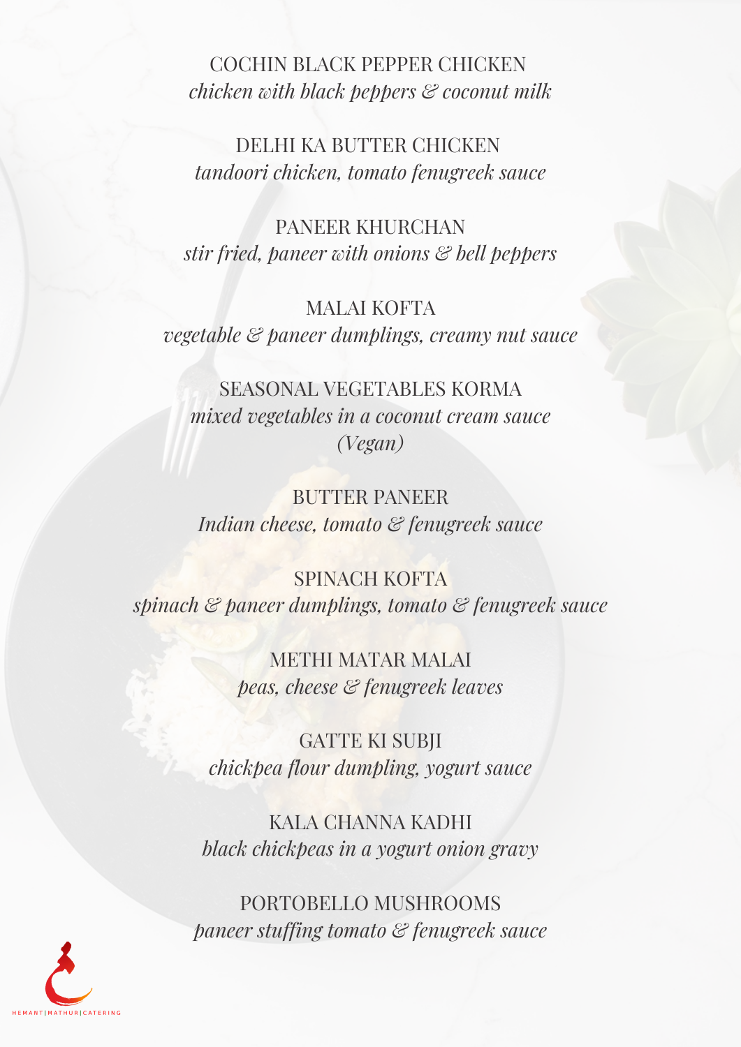COCHIN BLACK PEPPER CHICKEN
*chicken with black peppers & coconut milk*

DELHI KA BUTTER CHICKEN
*tandoori chicken, tomato fenugreek sauce*

PANEER KHURCHAN
*stir fried, paneer with onions & bell peppers*

MALAI KOFTA
*vegetable & paneer dumplings, creamy nut sauce*

SEASONAL VEGETABLES KORMA
*mixed vegetables in a coconut cream sauce (Vegan)*

BUTTER PANEER
*Indian cheese, tomato & fenugreek sauce*

SPINACH KOFTA
*spinach & paneer dumplings, tomato & fenugreek sauce*

METHI MATAR MALAI
*peas, cheese & fenugreek leaves*

GATTE KI SUBJI
*chickpea flour dumpling, yogurt sauce*

KALA CHANNA KADHI
*black chickpeas in a yogurt onion gravy*

PORTOBELLO MUSHROOMS
*paneer stuffing tomato & fenugreek sauce*

HEMANT|MATHUR|CATERING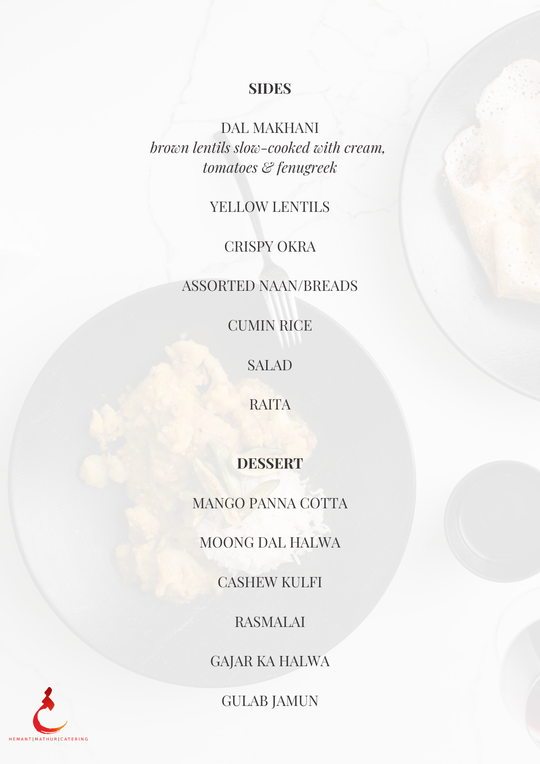## SIDES

DAL MAKHANI
*brown lentils slow-cooked with cream, tomatoes & fenugreek*

YELLOW LENTILS

CRISPY OKRA

ASSORTED NAAN/BREADS

CUMIN RICE

SALAD

RAITA

## DESSERT

MANGO PANNA COTTA

MOONG DAL HALWA

CASHEW KULFI

RASMALAI

GAJAR KA HALWA

GULAB JAMUN

HEMANT|MATHUR|CATERING